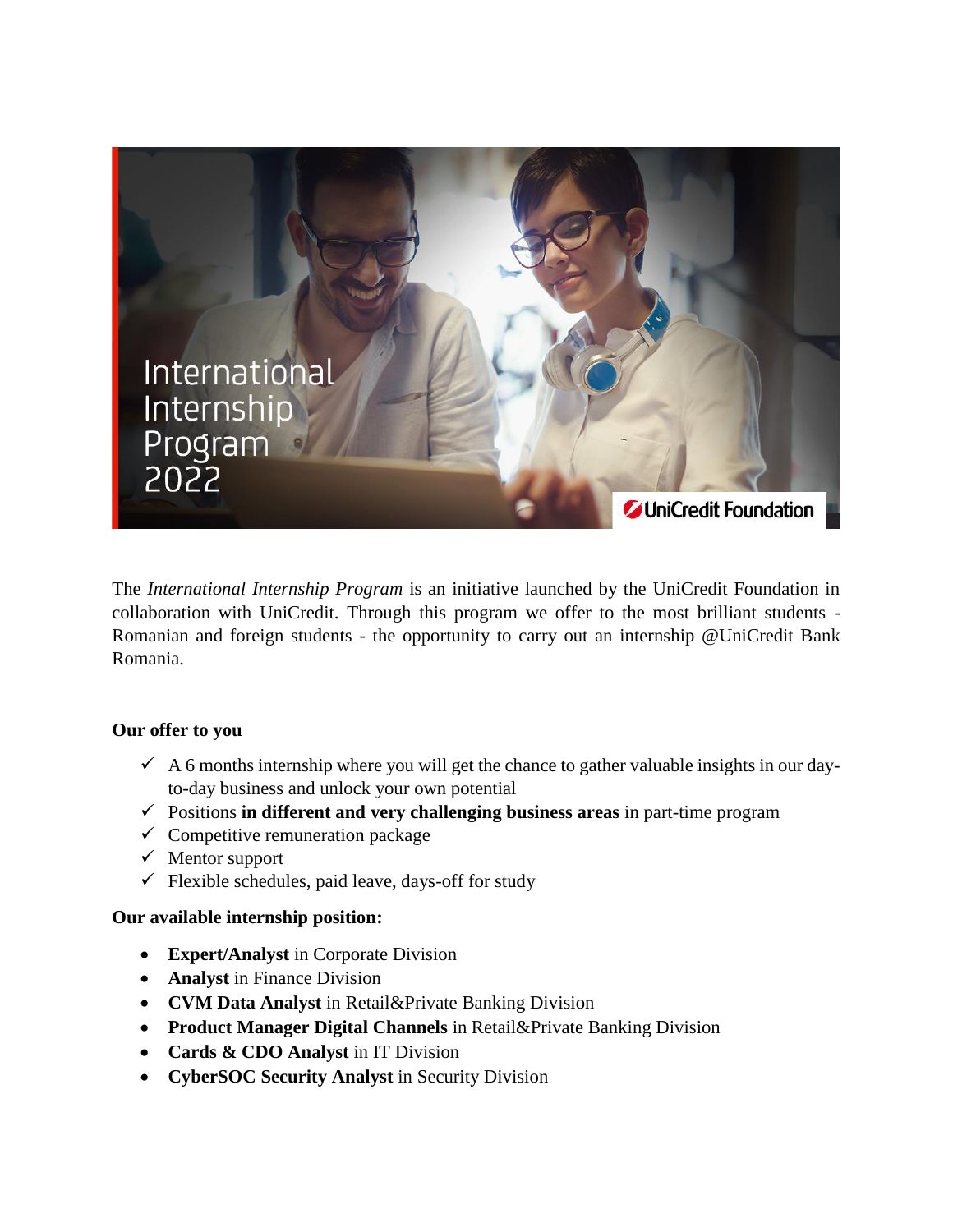# International Internship Program 2022

UniCredit Foundation

The *International Internship Program* is an initiative launched by the UniCredit Foundation in collaboration with UniCredit. Through this program we offer to the most brilliant students - Romanian and foreign students - the opportunity to carry out an internship @UniCredit Bank Romania.

**Our offer to you**

- ✓ A 6 months internship where you will get the chance to gather valuable insights in our day-to-day business and unlock your own potential
- ✓ Positions **in different and very challenging business areas** in part-time program
- ✓ Competitive remuneration package
- ✓ Mentor support
- ✓ Flexible schedules, paid leave, days-off for study

**Our available internship position:**

- **Expert/Analyst** in Corporate Division
- **Analyst** in Finance Division
- **CVM Data Analyst** in Retail&Private Banking Division
- **Product Manager Digital Channels** in Retail&Private Banking Division
- **Cards & CDO Analyst** in IT Division
- **CyberSOC Security Analyst** in Security Division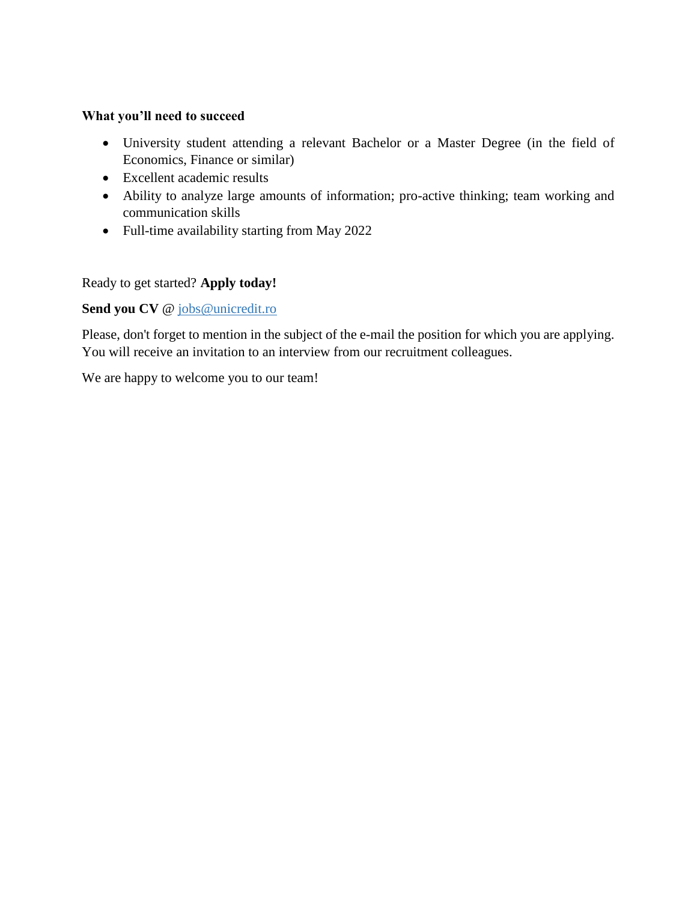**What you'll need to succeed**

- University student attending a relevant Bachelor or a Master Degree (in the field of Economics, Finance or similar)
- Excellent academic results
- Ability to analyze large amounts of information; pro-active thinking; team working and communication skills
- Full-time availability starting from May 2022

Ready to get started? **Apply today!**

**Send you CV** @ jobs@unicredit.ro

Please, don't forget to mention in the subject of the e-mail the position for which you are applying. You will receive an invitation to an interview from our recruitment colleagues.

We are happy to welcome you to our team!